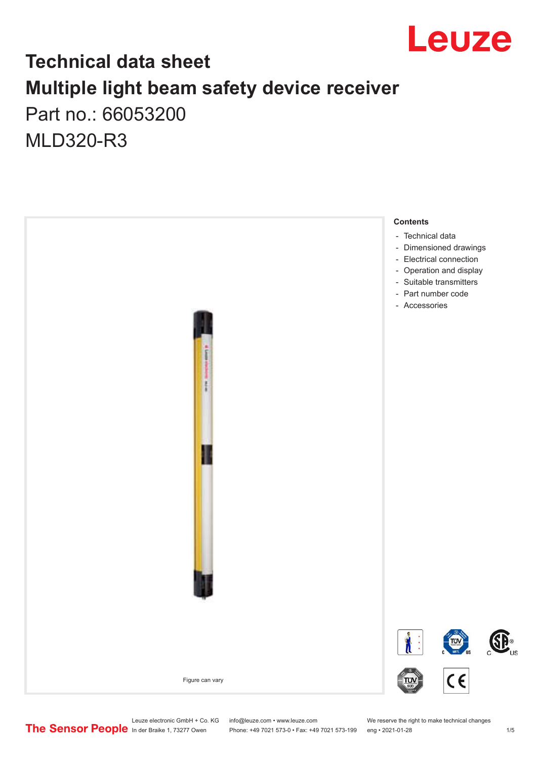# Technical data sheet

# Multiple light beam safety device receiver

Part no.: 66053200

MLD320-R3

Figure can vary

**Contents**

- Technical data
- Dimensioned drawings
- Electrical connection
- Operation and display
- Suitable transmitters
- Part number code
- Accessories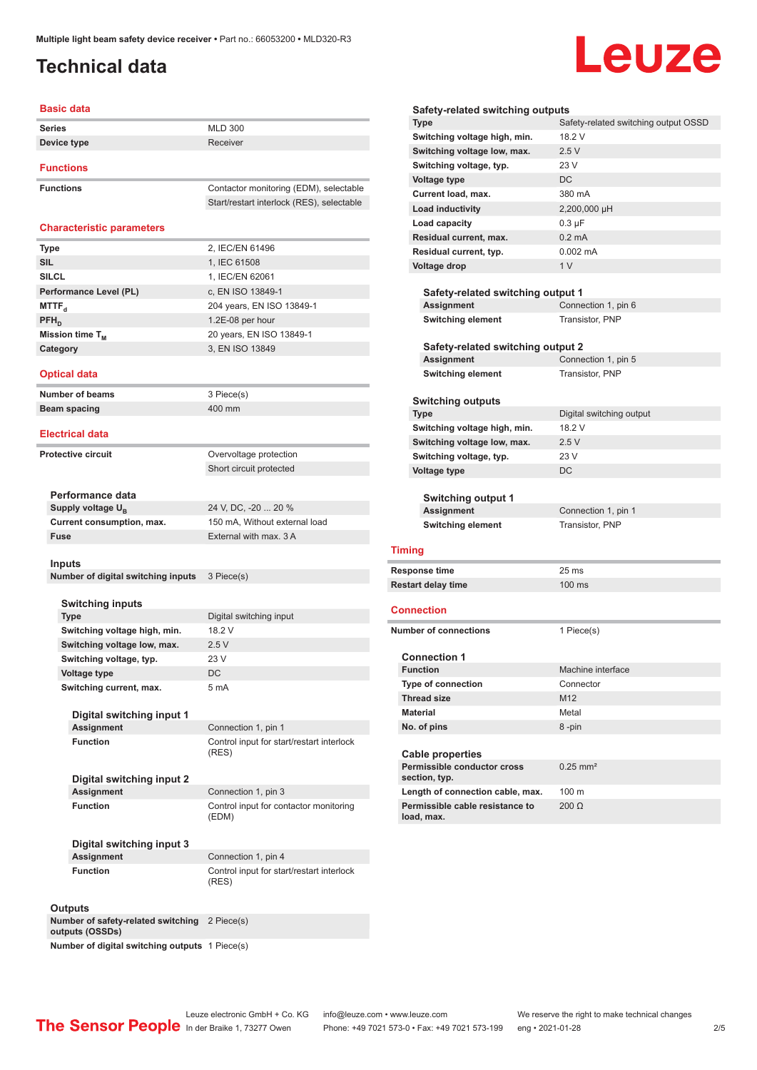# Technical data

## Basic data

| | |
|---|---|
| **Series** | MLD 300 |
| **Device type** | Receiver |

## Functions

| | |
|---|---|
| **Functions** | Contactor monitoring (EDM), selectable |
| | Start/restart interlock (RES), selectable |

## Characteristic parameters

| | |
|---|---|
| **Type** | 2, IEC/EN 61496 |
| **SIL** | 1, IEC 61508 |
| **SILCL** | 1, IEC/EN 62061 |
| **Performance Level (PL)** | c, EN ISO 13849-1 |
| **$MTTF_d$** | 204 years, EN ISO 13849-1 |
| **$PFH_D$** | 1.2E-08 per hour |
| **Mission time $T_M$** | 20 years, EN ISO 13849-1 |
| **Category** | 3, EN ISO 13849 |

## Optical data

| | |
|---|---|
| **Number of beams** | 3 Piece(s) |
| **Beam spacing** | 400 mm |

## Electrical data

| | |
|---|---|
| **Protective circuit** | Overvoltage protection |
| | Short circuit protected |

### Performance data

| | |
|---|---|
| **Supply voltage $U_B$** | 24 V, DC, -20 ... 20 % |
| **Current consumption, max.** | 150 mA, Without external load |
| **Fuse** | External with max. 3 A |

### Inputs

| | |
|---|---|
| **Number of digital switching inputs** | 3 Piece(s) |

#### Switching inputs

| | |
|---|---|
| **Type** | Digital switching input |
| **Switching voltage high, min.** | 18.2 V |
| **Switching voltage low, max.** | 2.5 V |
| **Switching voltage, typ.** | 23 V |
| **Voltage type** | DC |
| **Switching current, max.** | 5 mA |

##### Digital switching input 1

| | |
|---|---|
| **Assignment** | Connection 1, pin 1 |
| **Function** | Control input for start/restart interlock (RES) |

##### Digital switching input 2

| | |
|---|---|
| **Assignment** | Connection 1, pin 3 |
| **Function** | Control input for contactor monitoring (EDM) |

##### Digital switching input 3

| | |
|---|---|
| **Assignment** | Connection 1, pin 4 |
| **Function** | Control input for start/restart interlock (RES) |

### Outputs

| | |
|---|---|
| **Number of safety-related switching outputs (OSSDs)** | 2 Piece(s) |
| **Number of digital switching outputs** | 1 Piece(s) |

#### Safety-related switching outputs

| | |
|---|---|
| **Type** | Safety-related switching output OSSD |
| **Switching voltage high, min.** | 18.2 V |
| **Switching voltage low, max.** | 2.5 V |
| **Switching voltage, typ.** | 23 V |
| **Voltage type** | DC |
| **Current load, max.** | 380 mA |
| **Load inductivity** | 2,200,000 µH |
| **Load capacity** | 0.3 µF |
| **Residual current, max.** | 0.2 mA |
| **Residual current, typ.** | 0.002 mA |
| **Voltage drop** | 1 V |

##### Safety-related switching output 1

| | |
|---|---|
| **Assignment** | Connection 1, pin 6 |
| **Switching element** | Transistor, PNP |

##### Safety-related switching output 2

| | |
|---|---|
| **Assignment** | Connection 1, pin 5 |
| **Switching element** | Transistor, PNP |

#### Switching outputs

| | |
|---|---|
| **Type** | Digital switching output |
| **Switching voltage high, min.** | 18.2 V |
| **Switching voltage low, max.** | 2.5 V |
| **Switching voltage, typ.** | 23 V |
| **Voltage type** | DC |

##### Switching output 1

| | |
|---|---|
| **Assignment** | Connection 1, pin 1 |
| **Switching element** | Transistor, PNP |

## Timing

| | |
|---|---|
| **Response time** | 25 ms |
| **Restart delay time** | 100 ms |

## Connection

| | |
|---|---|
| **Number of connections** | 1 Piece(s) |

### Connection 1

| | |
|---|---|
| **Function** | Machine interface |
| **Type of connection** | Connector |
| **Thread size** | M12 |
| **Material** | Metal |
| **No. of pins** | 8 -pin |

### Cable properties

| | |
|---|---|
| **Permissible conductor cross section, typ.** | 0.25 mm² |
| **Length of connection cable, max.** | 100 m |
| **Permissible cable resistance to load, max.** | 200 Ω |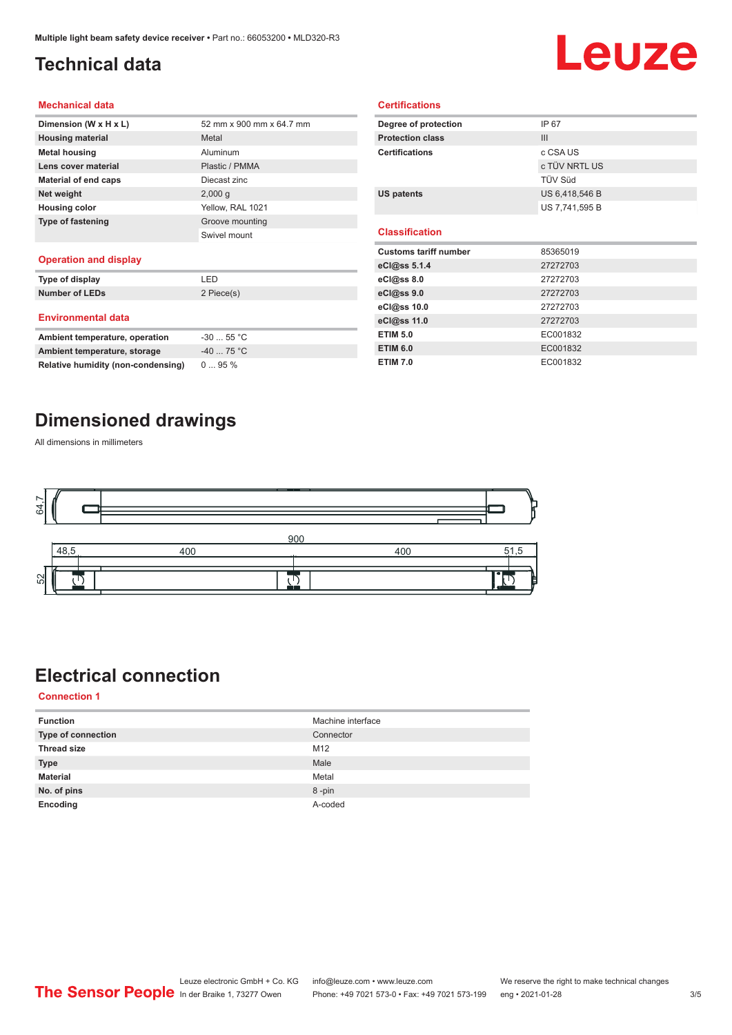# Technical data

## Mechanical data

| | |
|---|---|
| **Dimension (W x H x L)** | 52 mm x 900 mm x 64.7 mm |
| **Housing material** | Metal |
| **Metal housing** | Aluminum |
| **Lens cover material** | Plastic / PMMA |
| **Material of end caps** | Diecast zinc |
| **Net weight** | 2,000 g |
| **Housing color** | Yellow, RAL 1021 |
| **Type of fastening** | Groove mounting |
| | Swivel mount |

## Operation and display

| | |
|---|---|
| **Type of display** | LED |
| **Number of LEDs** | 2 Piece(s) |

## Environmental data

| | |
|---|---|
| **Ambient temperature, operation** | -30 ... 55 °C |
| **Ambient temperature, storage** | -40 ... 75 °C |
| **Relative humidity (non-condensing)** | 0 ... 95 % |

## Certifications

| | |
|---|---|
| **Degree of protection** | IP 67 |
| **Protection class** | III |
| **Certifications** | c CSA US |
| | c TÜV NRTL US |
| | TÜV Süd |
| **US patents** | US 6,418,546 B |
| | US 7,741,595 B |

## Classification

| | |
|---|---|
| **Customs tariff number** | 85365019 |
| **eCl@ss 5.1.4** | 27272703 |
| **eCl@ss 8.0** | 27272703 |
| **eCl@ss 9.0** | 27272703 |
| **eCl@ss 10.0** | 27272703 |
| **eCl@ss 11.0** | 27272703 |
| **ETIM 5.0** | EC001832 |
| **ETIM 6.0** | EC001832 |
| **ETIM 7.0** | EC001832 |

# Dimensioned drawings

All dimensions in millimeters

64,7

900

48,5 400 400 51,5

52

# Electrical connection

## Connection 1

| | |
|---|---|
| **Function** | Machine interface |
| **Type of connection** | Connector |
| **Thread size** | M12 |
| **Type** | Male |
| **Material** | Metal |
| **No. of pins** | 8 -pin |
| **Encoding** | A-coded |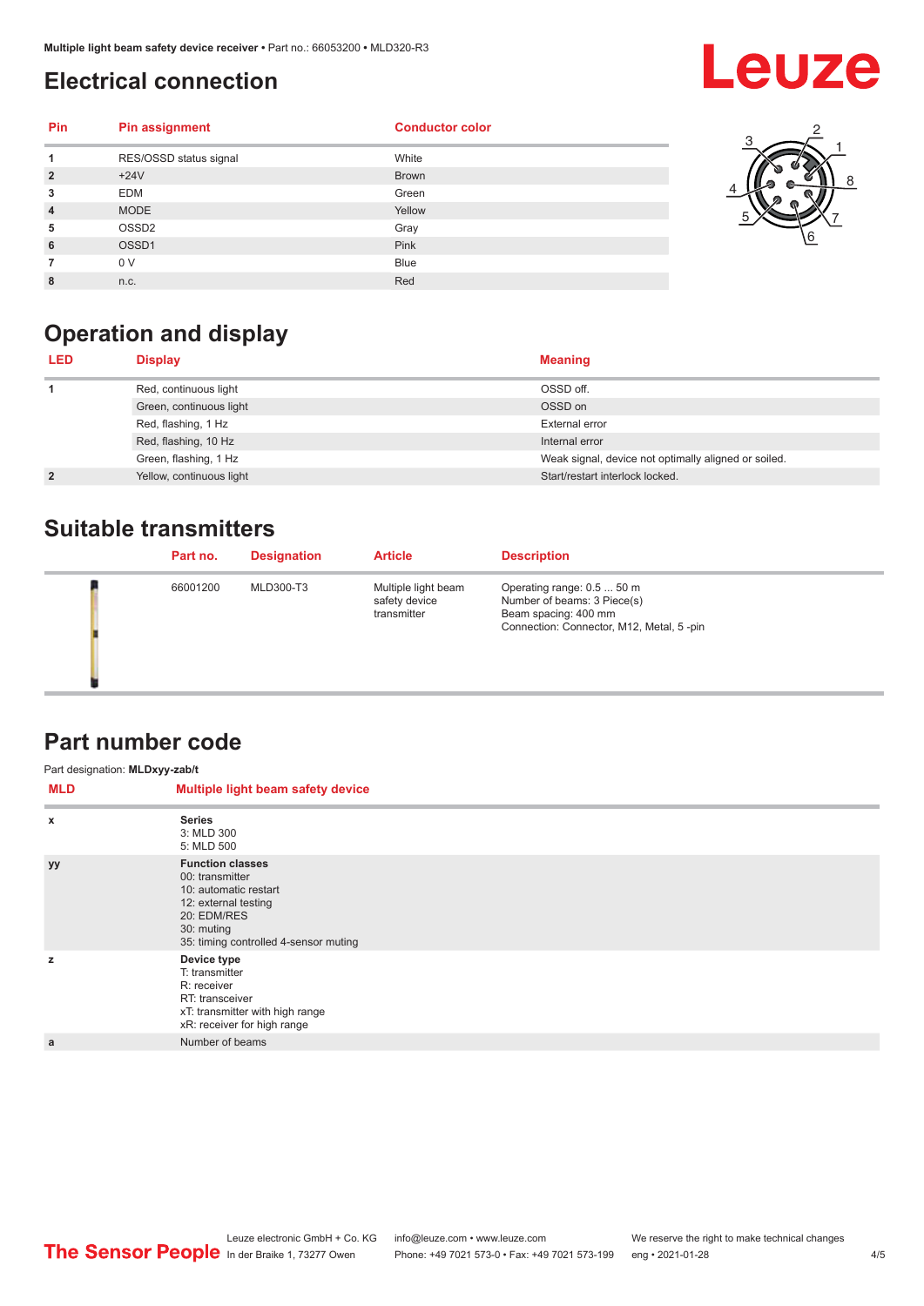## Electrical connection

| Pin | Pin assignment | Conductor color |
|---|---|---|
| 1 | RES/OSSD status signal | White |
| 2 | +24V | Brown |
| 3 | EDM | Green |
| 4 | MODE | Yellow |
| 5 | OSSD2 | Gray |
| 6 | OSSD1 | Pink |
| 7 | 0 V | Blue |
| 8 | n.c. | Red |

## Operation and display

| LED | Display | Meaning |
|---|---|---|
| 1 | Red, continuous light | OSSD off. |
| | Green, continuous light | OSSD on |
| | Red, flashing, 1 Hz | External error |
| | Red, flashing, 10 Hz | Internal error |
| | Green, flashing, 1 Hz | Weak signal, device not optimally aligned or soiled. |
| 2 | Yellow, continuous light | Start/restart interlock locked. |

## Suitable transmitters

| Part no. | Designation | Article | Description |
|---|---|---|---|
| 66001200 | MLD300-T3 | Multiple light beam safety device transmitter | Operating range: 0.5 ... 50 m<br>Number of beams: 3 Piece(s)<br>Beam spacing: 400 mm<br>Connection: Connector, M12, Metal, 5 -pin |

## Part number code

Part designation: **MLDxyy-zab/t**

| MLD | Multiple light beam safety device |
|---|---|
| x | **Series**<br>3: MLD 300<br>5: MLD 500 |
| yy | **Function classes**<br>00: transmitter<br>10: automatic restart<br>12: external testing<br>20: EDM/RES<br>30: muting<br>35: timing controlled 4-sensor muting |
| z | **Device type**<br>T: transmitter<br>R: receiver<br>RT: transceiver<br>xT: transmitter with high range<br>xR: receiver for high range |
| a | Number of beams |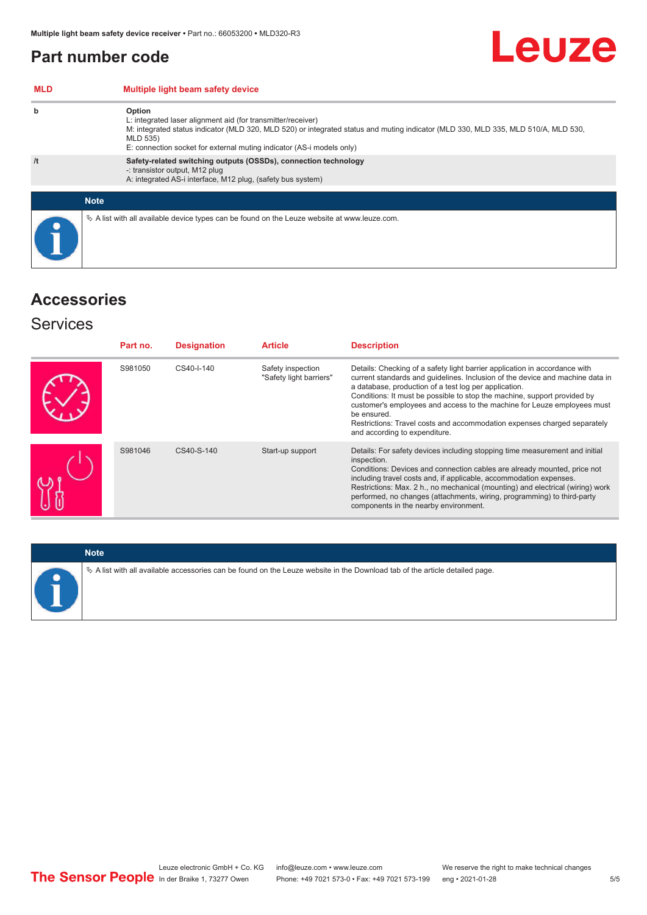# Part number code

| MLD | Multiple light beam safety device |
|---|---|
| b | **Option**<br>L: integrated laser alignment aid (for transmitter/receiver)<br>M: integrated status indicator (MLD 320, MLD 520) or integrated status and muting indicator (MLD 330, MLD 335, MLD 510/A, MLD 530, MLD 535)<br>E: connection socket for external muting indicator (AS-i models only) |
| /t | **Safety-related switching outputs (OSSDs), connection technology**<br>-: transistor output, M12 plug<br>A: integrated AS-i interface, M12 plug, (safety bus system) |

**Note**

➥ A list with all available device types can be found on the Leuze website at www.leuze.com.

# Accessories

## Services

| Part no. | Designation | Article | Description |
|---|---|---|---|
| S981050 | CS40-I-140 | Safety inspection "Safety light barriers" | Details: Checking of a safety light barrier application in accordance with current standards and guidelines. Inclusion of the device and machine data in a database, production of a test log per application.<br>Conditions: It must be possible to stop the machine, support provided by customer's employees and access to the machine for Leuze employees must be ensured.<br>Restrictions: Travel costs and accommodation expenses charged separately and according to expenditure. |
| S981046 | CS40-S-140 | Start-up support | Details: For safety devices including stopping time measurement and initial inspection.<br>Conditions: Devices and connection cables are already mounted, price not including travel costs and, if applicable, accommodation expenses.<br>Restrictions: Max. 2 h., no mechanical (mounting) and electrical (wiring) work performed, no changes (attachments, wiring, programming) to third-party components in the nearby environment. |

**Note**

➥ A list with all available accessories can be found on the Leuze website in the Download tab of the article detailed page.